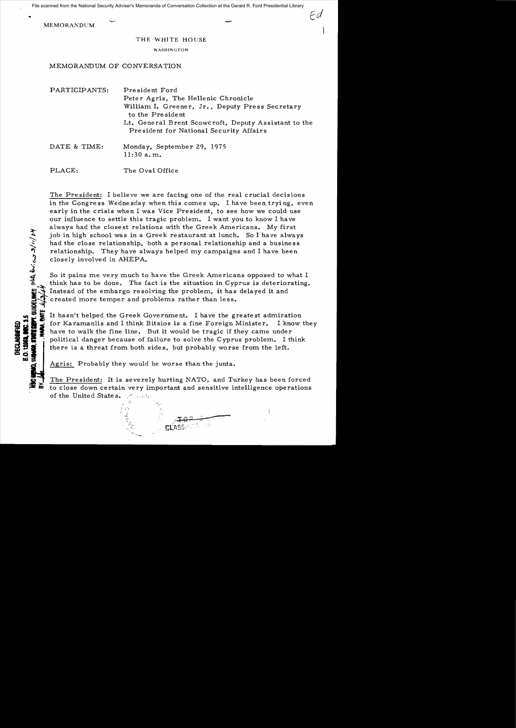File scanned from the National Security Adviser's Memoranda of Conversation Collection at the Gerald R. Ford Presidential Library

MEMORANDUM

THE WHITE HOUSE

WASHINGTON

MEMORANDUM OF CONVERSATION

PARTICIPANTS: President Ford
Peter Agris, The Hellenic Chronicle
William I. Greener, Jr., Deputy Press Secretary to the President
Lt. General Brent Scowcroft, Deputy Assistant to the President for National Security Affairs

DATE & TIME: Monday, September 29, 1975
11:30 a.m.

PLACE: The Oval Office

The President: I believe we are facing one of the real crucial decisions in the Congress Wednesday when this comes up. I have been trying, even early in the crisis when I was Vice President, to see how we could use our influence to settle this tragic problem. I want you to know I have always had the closest relations with the Greek Americans. My first job in high school was in a Greek restaurant at lunch. So I have always had the close relationship, both a personal relationship and a business relationship. They have always helped my campaigns and I have been closely involved in AHEPA.

So it pains me very much to have the Greek Americans opposed to what I think has to be done. The fact is the situation in Cyprus is deteriorating. Instead of the embargo resolving the problem, it has delayed it and created more temper and problems rather than less.

It hasn't helped the Greek Government. I have the greatest admiration for Karamanlis and I think Bitsios is a fine Foreign Minister. I know they have to walk the fine line. But it would be tragic if they came under political danger because of failure to solve the Cyprus problem. I think there is a threat from both sides, but probably worse from the left.

Agris: Probably they would be worse than the junta.

The President: It is severely hurting NATO, and Turkey has been forced to close down certain very important and sensitive intelligence operations of the United States.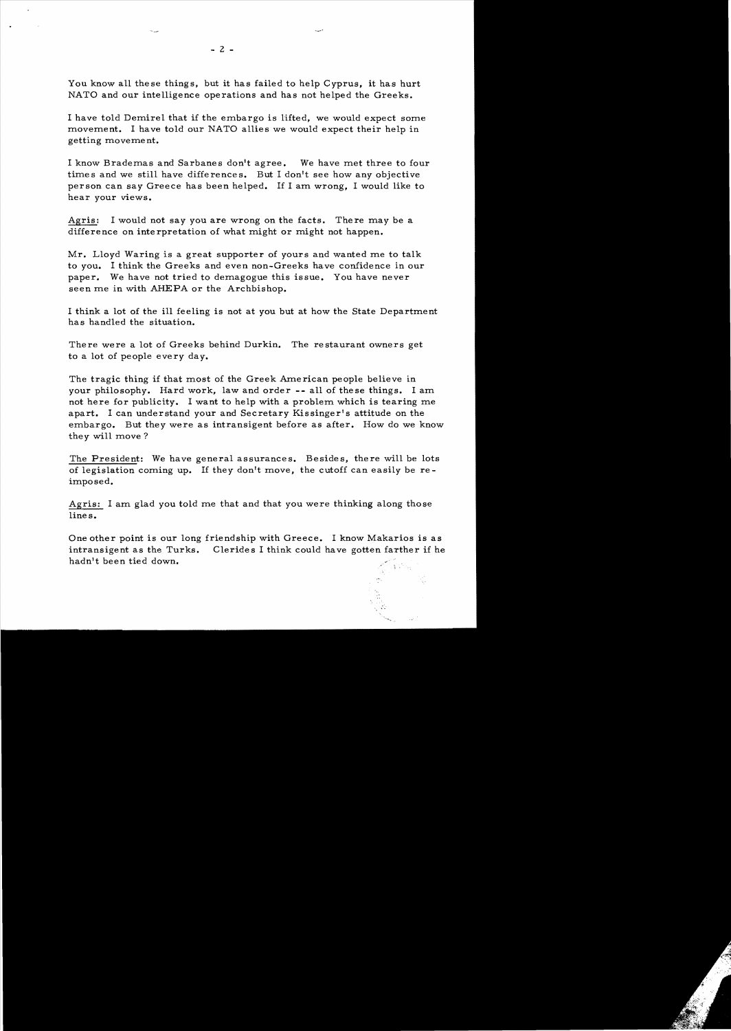You know all these things, but it has failed to help Cyprus, it has hurt NATO and our intelligence operations and has not helped the Greeks.

I have told Demirel that if the embargo is lifted, we would expect some movement. I have told our NATO allies we would expect their help in getting movement.

I know Brademas and Sarbanes don't agree. We have met three to four times and we still have differences. But I don't see how any objective person can say Greece has been helped. If I am wrong, I would like to hear your views.

Agris: I would not say you are wrong on the facts. There may be a difference on interpretation of what might or might not happen.

Mr. Lloyd Waring is a great supporter of yours and wanted me to talk to you. I think the Greeks and even non-Greeks have confidence in our paper. We have not tried to demagogue this issue. You have never seen me in with AHEPA or the Archbishop.

I think a lot of the ill feeling is not at you but at how the State Department has handled the situation.

There were a lot of Greeks behind Durkin. The restaurant owners get to a lot of people every day.

The tragic thing if that most of the Greek American people believe in your philosophy. Hard work, law and order -- all of these things. I am not here for publicity. I want to help with a problem which is tearing me apart. I can understand your and Secretary Kissinger's attitude on the embargo. But they were as intransigent before as after. How do we know they will move?

The President: We have general assurances. Besides, there will be lots of legislation coming up. If they don't move, the cutoff can easily be re-imposed.

Agris: I am glad you told me that and that you were thinking along those lines.

One other point is our long friendship with Greece. I know Makarios is as intransigent as the Turks. Clerides I think could have gotten farther if he hadn't been tied down.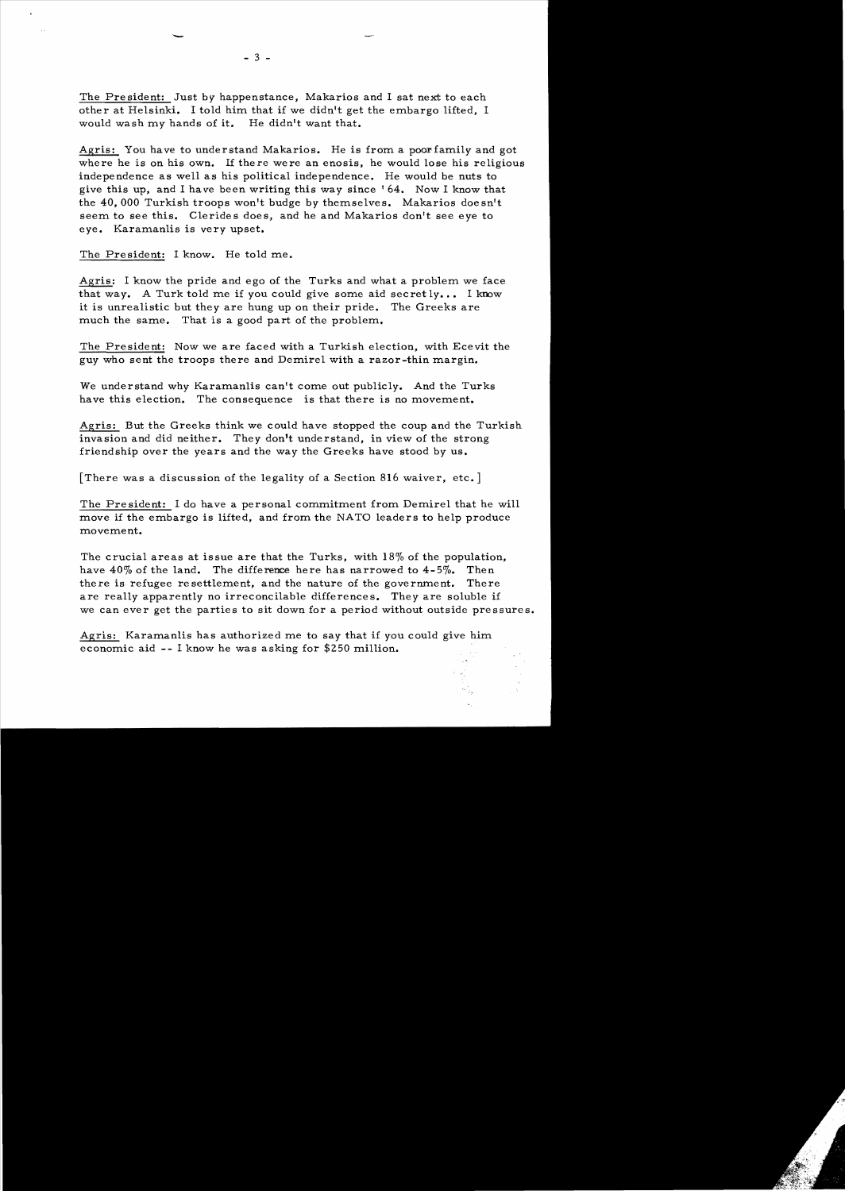The President: Just by happenstance, Makarios and I sat next to each other at Helsinki. I told him that if we didn't get the embargo lifted, I would wash my hands of it. He didn't want that.

Agris: You have to understand Makarios. He is from a poor family and got where he is on his own. If there were an enosis, he would lose his religious independence as well as his political independence. He would be nuts to give this up, and I have been writing this way since '64. Now I know that the 40,000 Turkish troops won't budge by themselves. Makarios doesn't seem to see this. Clerides does, and he and Makarios don't see eye to eye. Karamanlis is very upset.

The President: I know. He told me.

Agris: I know the pride and ego of the Turks and what a problem we face that way. A Turk told me if you could give some aid secretly... I know it is unrealistic but they are hung up on their pride. The Greeks are much the same. That is a good part of the problem.

The President: Now we are faced with a Turkish election, with Ecevit the guy who sent the troops there and Demirel with a razor-thin margin.

We understand why Karamanlis can't come out publicly. And the Turks have this election. The consequence is that there is no movement.

Agris: But the Greeks think we could have stopped the coup and the Turkish invasion and did neither. They don't understand, in view of the strong friendship over the years and the way the Greeks have stood by us.

[There was a discussion of the legality of a Section 816 waiver, etc.]

The President: I do have a personal commitment from Demirel that he will move if the embargo is lifted, and from the NATO leaders to help produce movement.

The crucial areas at issue are that the Turks, with 18% of the population, have 40% of the land. The difference here has narrowed to 4-5%. Then there is refugee resettlement, and the nature of the government. There are really apparently no irreconcilable differences. They are soluble if we can ever get the parties to sit down for a period without outside pressures.

Agris: Karamanlis has authorized me to say that if you could give him economic aid -- I know he was asking for $250 million.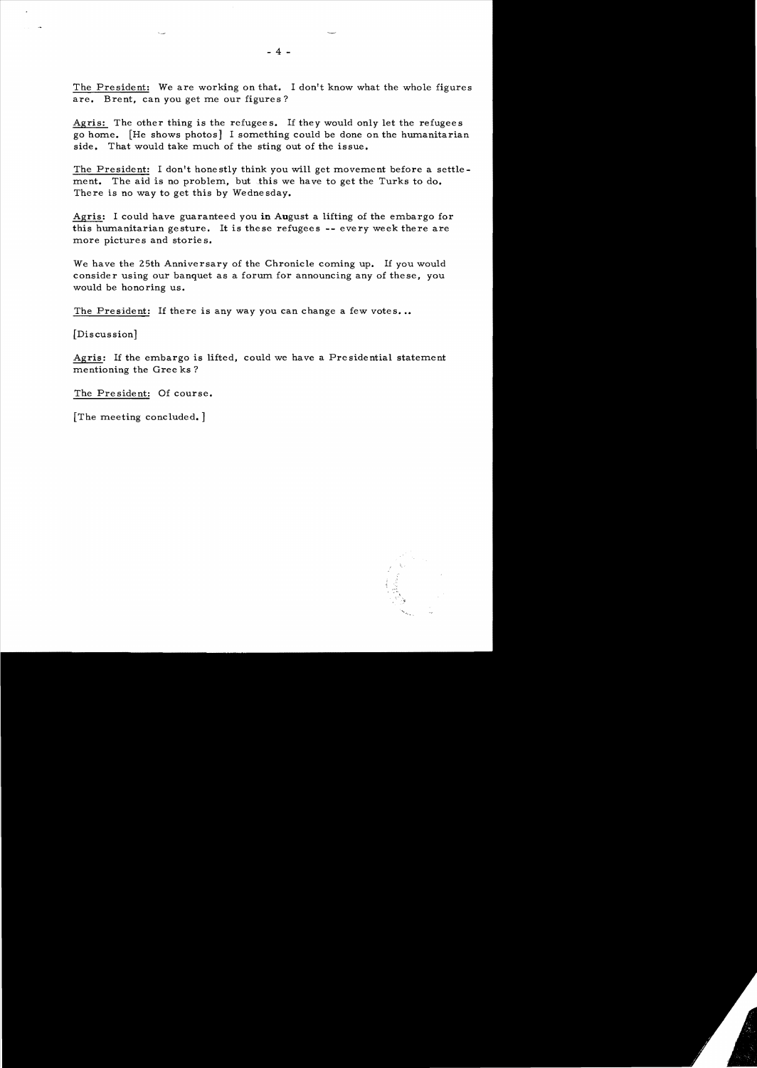The President: We are working on that. I don't know what the whole figures are. Brent, can you get me our figures?

Agris: The other thing is the refugees. If they would only let the refugees go home. [He shows photos] I something could be done on the humanitarian side. That would take much of the sting out of the issue.

The President: I don't honestly think you will get movement before a settlement. The aid is no problem, but this we have to get the Turks to do. There is no way to get this by Wednesday.

Agris: I could have guaranteed you in August a lifting of the embargo for this humanitarian gesture. It is these refugees -- every week there are more pictures and stories.

We have the 25th Anniversary of the Chronicle coming up. If you would consider using our banquet as a forum for announcing any of these, you would be honoring us.

The President: If there is any way you can change a few votes...

[Discussion]

Agris: If the embargo is lifted, could we have a Presidential statement mentioning the Greeks?

The President: Of course.

[The meeting concluded.]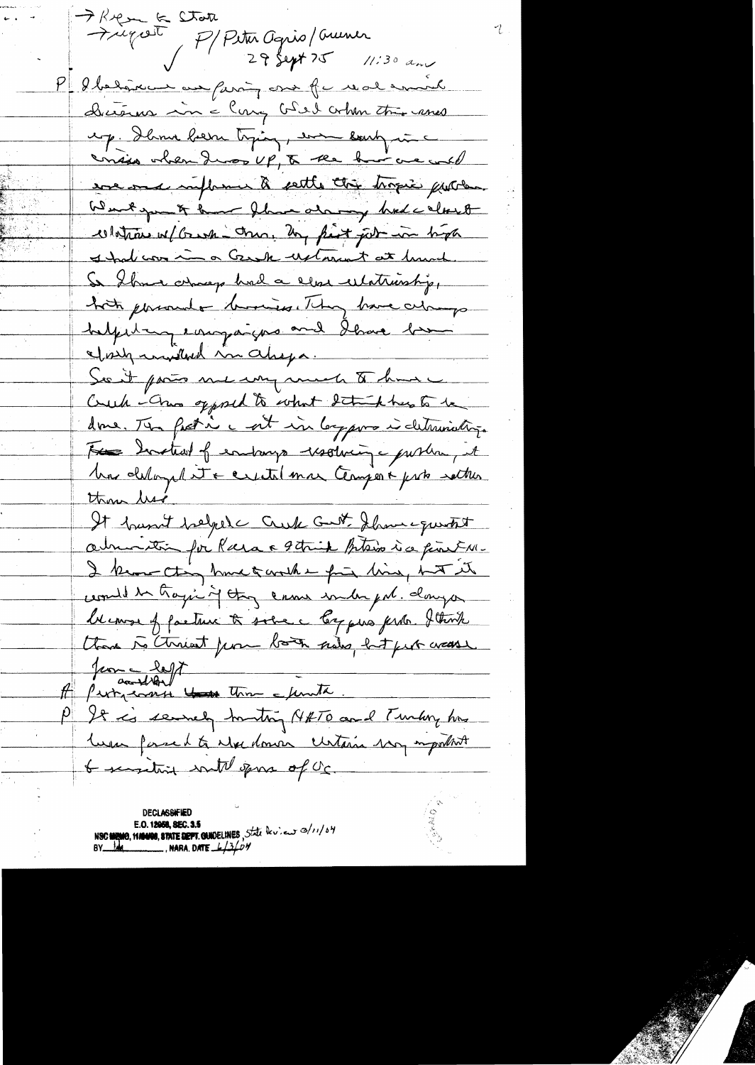→ Kiss & State
→ Agreed / P/ Peter Agris / Ouimer
29 Sept 75 11:30 am

P I believe we are facing one of the real crucial decisions in Cong (?) when this comes up. I have been trying, even early in the crisis when I was VP, to see how we could use our influence to settle this tragic problem. What you may know I have always had a close relation w/ Greek-Amer. My first job in high school was in a Greek restaurant at lunch. So I have always had a close relationship, both personal & business. They have always helped my campaigns and I have been closely involved in Ahepa.

So it pains me very much to have Greek-Amer opposed to what I think has to be done. The fact is the act in Cyprus is deteriorating. Instead of embargo resolving the problem, it has delayed it & created more Cyprus problems rather than less.

It hasn't helped the Greek Govt. I have great admiration for Kara & I think Bitsios is a fine M. I know they have to work a fine line, but it would be tragic if they come under pol. danger because of failure to solve the Cyprus prob. I think there is threat from both sides, but particularly from the left

A Particularly another ~~from~~ then the junta.

P It is seriously hurting NATO and Turkey has been forced to close down certain very important & sensitive intell spots of US.

DECLASSIFIED
E.O. 12958, SEC. 3.5
NSC MEMO, 11/24/98, STATE DEPT. GUIDELINES, State Review 3/11/04
BY [initials], NARA, DATE 6/3/04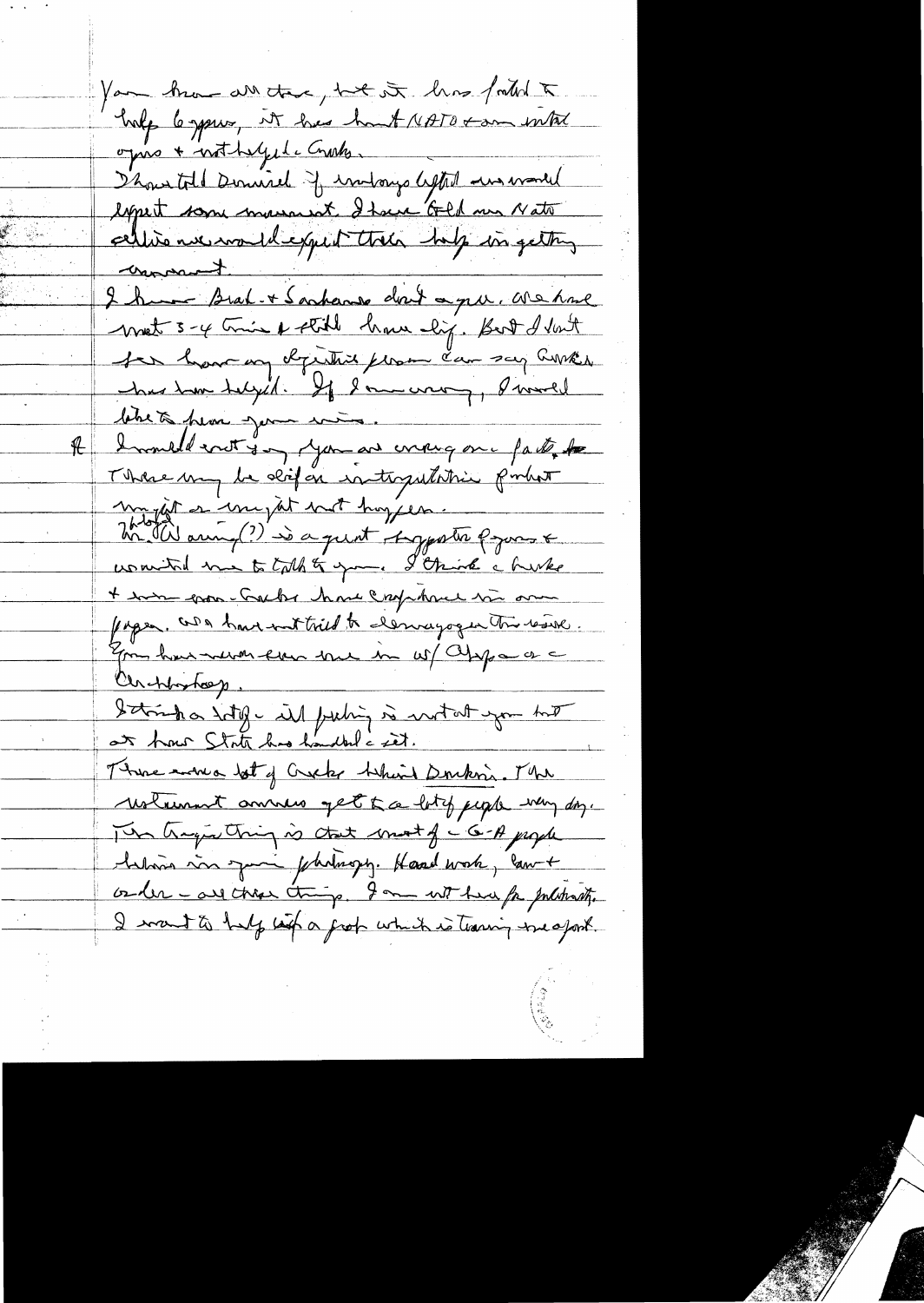You know all that, but it has failed to help Cyprus, it has hurt NATO & our initial opinion & not helped the Greeks.

I have told Demirel if embargo lifted we would expect some movement. I have told our NATO allies we would expect their help in getting movement.

I know Brad. & Sarbanes don't agree. We have met 3-4 times & still have disagreement. But I don't feel how any objective person can say Greeks has been helped. If I am wrong, I would like to hear your views.

R I would not say you are wrong on facts. There may be differences in interpretation of what might or might not happen.

Mr. Waring(?) is a great supporter of yours & wanted me to talk to you. I think a few & some non-Greeks have expressed in our paper. We have not tried to demagogue this issue. You have never even met with Appa & the Archbishop.

I think a lot of the ill feeling is not at you but at how State has handled the issue.

There are a lot of Greeks behind Dukakis. The Vietnam amnesty got to a lot of people very deeply. The tragic thing is that most of the G-A people believe in your philosophy. Hard work, law & order – all these things. I am not here for political. I want to help keep a party which is tearing itself apart.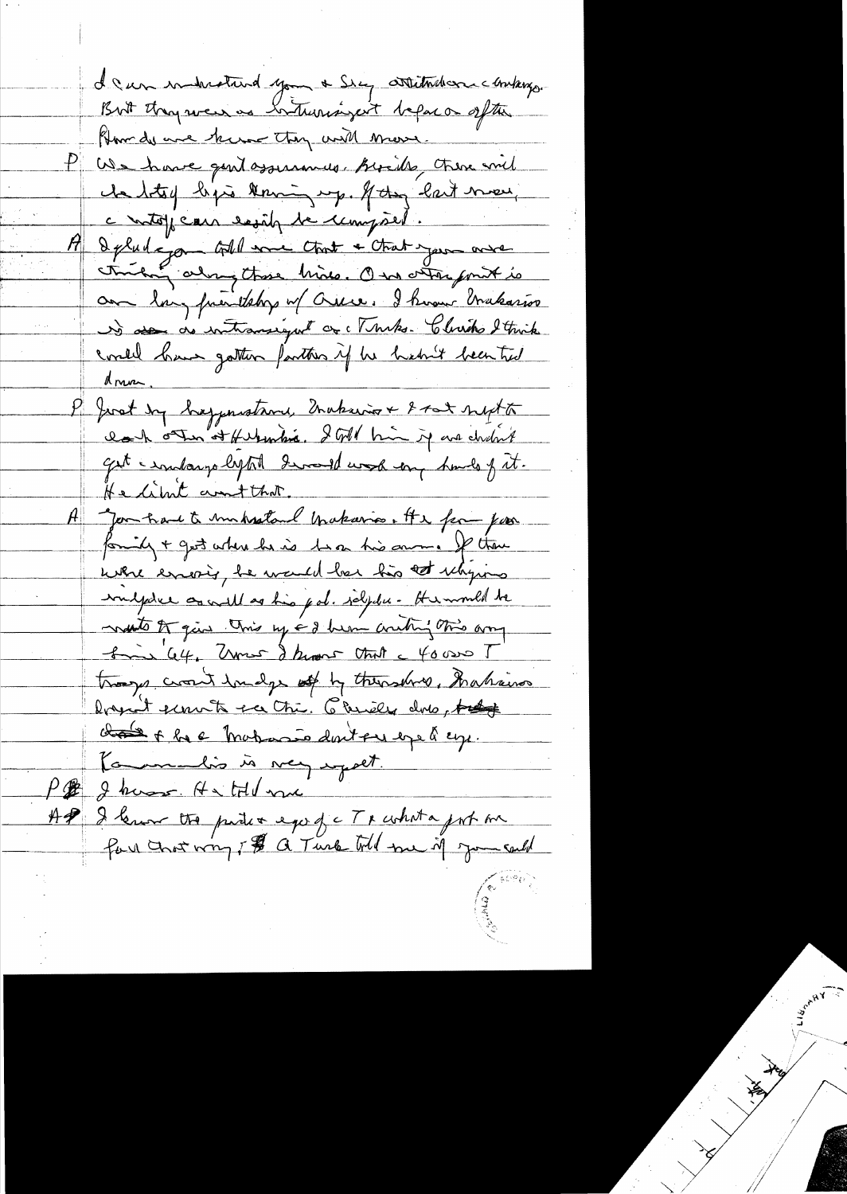I can understand your & Sisco attitude on embargo. But they were as intransigent before as after. How do we know they will move.

P We have good assurances. Besides, there will be lots of logs rolling up. If they don't move, embargo can easily be reimposed.

A I glad you told me that & that you are thinking along those lines. One other point is our long friendship w/ Greece. I know Makarios is as intransigent as Turks. Clerides I think could have gotten farther if he hadn't been tied down.

P Just by happenstance, Makarios & I sat next to each other at Helsinki. I told him if we didn't get embargo lifted I would wash my hands of it. He didn't want that.

A You have to understand Makarios. He fears for family & got where he is on his own. If there were enosis, he would lose his ~~ed~~ religious independence as well as his pol. independence. He would be unable to give this up & I know nothing this away for '64. I know that 40,000 T troops won't budge off by themselves. Makarios doesn't seem to see this. Clerides does, ~~but~~ ~~that~~ & he & Makarios don't see eye to eye. Karamanlis is very upset.

P I know. He told me.

A I know the pride & ego of Ts & what a spot are face that way; ~~I~~ A Turk told me if you could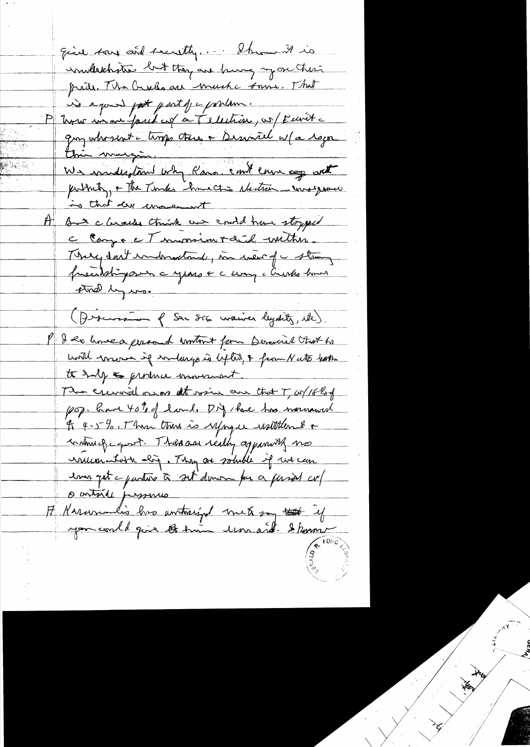give [troops] and security... I know it is understandable but they are hung up on their pride. The Greeks are much the same. That is a good part of the problem.

P How we are faced w/ a T election, w/ Ecevit the guy who sent the troops there & Demirel w/ a razor thin margin.

We understand why Karamanlis can't come out publicly, & the Turks have this election — uncertainty is that every movement

A But the Greeks think we could have stopped the Cong & the Turkish invasion & did neither. They don't understand, in view of the strong friendship over the years & the way the Greeks have stood by us.

(Discussion of Sea 506 waiver legality, etc).

P I do have a personal commitment from Demirel that he will move if embargo is lifted, & from NATO [...] to help & produce movement.

The crucial issues it seems are that T, w/ 18% of pop. have 40% of land. Dip. have been narrowed to 4-5%. Then there is refugee resettlement & nature of govt. These are really apparently no insurmountable obj. They are soluble if we can ever get the parties to sit down for a period w/ no outside pressures.

A Karamanlis has authorized me to say that if you could give the [...] I know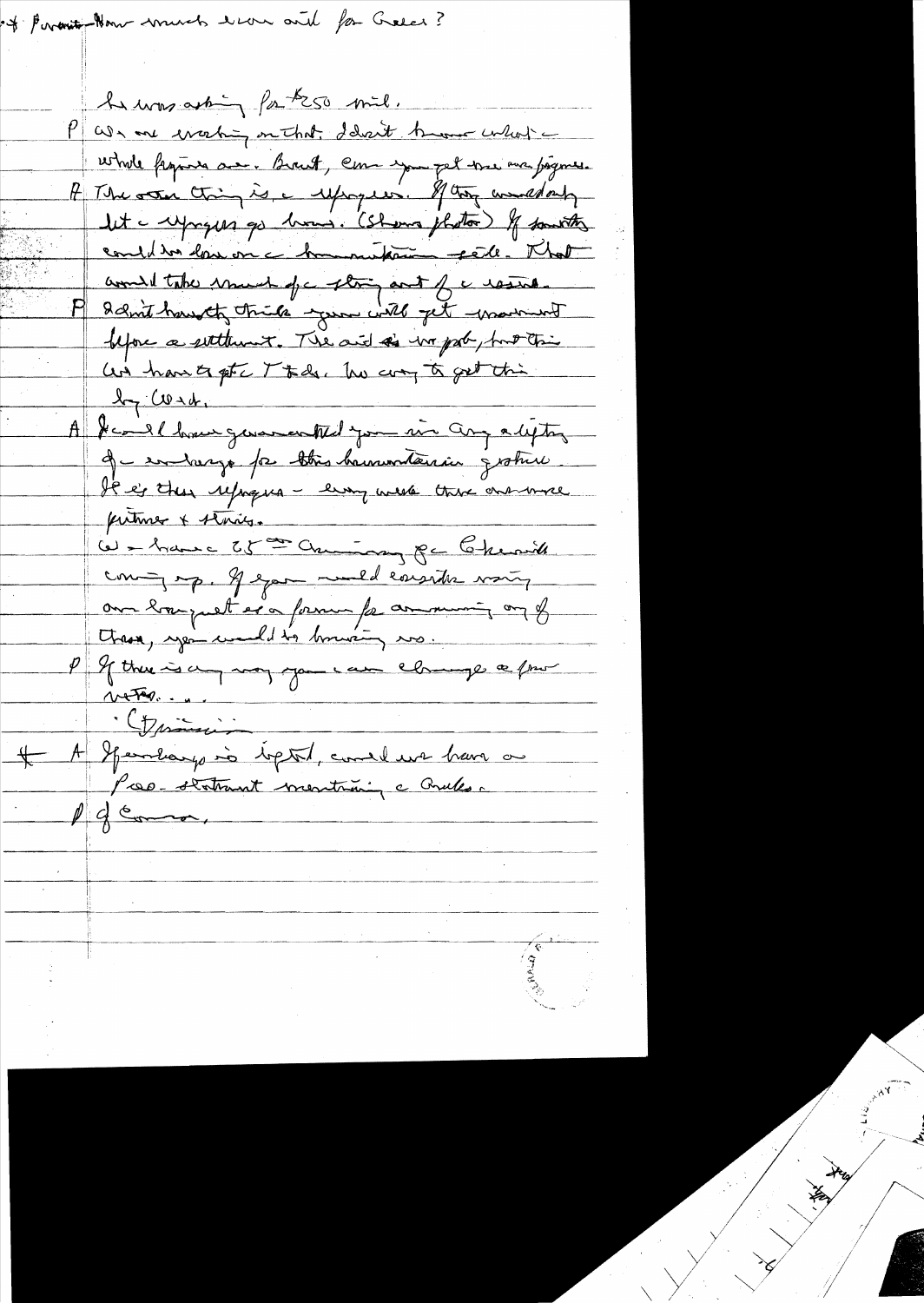-# Pursuit – How much economic aid for Greece?

He was asking for $250 mil.

P We are working on that. I don't know what the whole figures are. Brent, can you get me our figures.

A The other thing is the refugees. If they would only let the refugees go home. (Shows photos) If something could be done on a humanitarian scale. That would take much of the sting out of the issue.

P I don't honestly think you will get movement before a settlement. The aid is no prob, but this we have to get the Turks. No way to get this by Wed.

A I could have guaranteed you in Cong a lifting of the embargo for this humanitarian gesture. It is the refugees – every week there are more pictures & stories.

We have 25 Armenians from Chicago coming up. If you could consider meeting our banquet as a forum for announcing any of these, you would be braving us.

P If there is any way you can change a few votes. . . .

(Discussion)

\# A If embargo is lifted, could we have a Pres statement mentioning the Greeks.

P Of course.